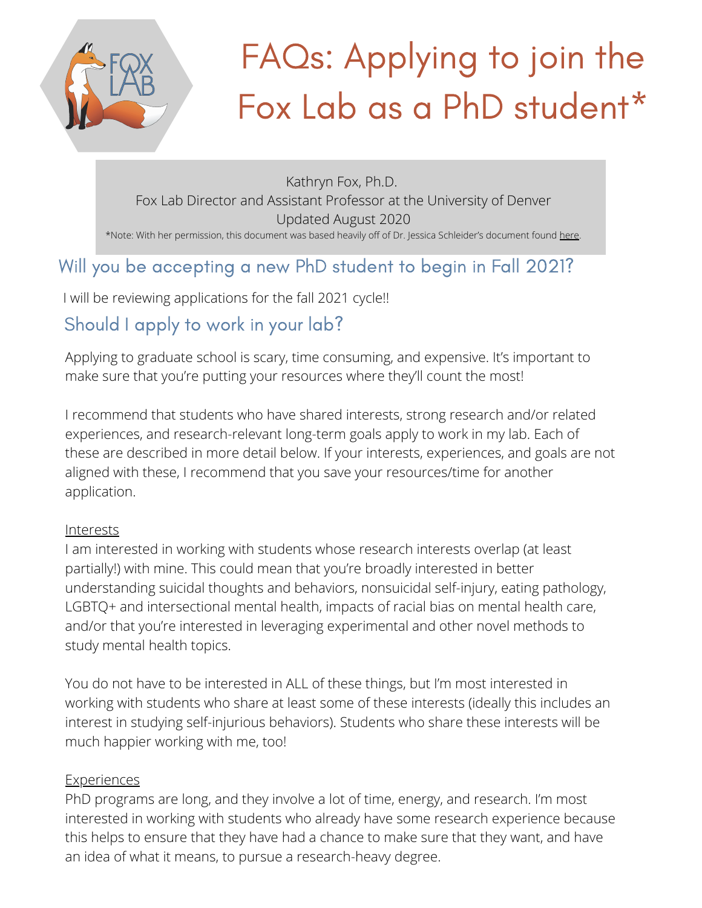# FAQs: Applying to join the Fox Lab as a PhD student*

Kathryn Fox, Ph.D.
Fox Lab Director and Assistant Professor at the University of Denver
Updated August 2020

*Note: With her permission, this document was based heavily off of Dr. Jessica Schleider's document found here.

## Will you be accepting a new PhD student to begin in Fall 2021?

I will be reviewing applications for the fall 2021 cycle!!

## Should I apply to work in your lab?

Applying to graduate school is scary, time consuming, and expensive. It's important to make sure that you're putting your resources where they'll count the most!

I recommend that students who have shared interests, strong research and/or related experiences, and research-relevant long-term goals apply to work in my lab. Each of these are described in more detail below. If your interests, experiences, and goals are not aligned with these, I recommend that you save your resources/time for another application.

### Interests

I am interested in working with students whose research interests overlap (at least partially!) with mine. This could mean that you're broadly interested in better understanding suicidal thoughts and behaviors, nonsuicidal self-injury, eating pathology, LGBTQ+ and intersectional mental health, impacts of racial bias on mental health care, and/or that you're interested in leveraging experimental and other novel methods to study mental health topics.

You do not have to be interested in ALL of these things, but I'm most interested in working with students who share at least some of these interests (ideally this includes an interest in studying self-injurious behaviors). Students who share these interests will be much happier working with me, too!

### Experiences

PhD programs are long, and they involve a lot of time, energy, and research. I'm most interested in working with students who already have some research experience because this helps to ensure that they have had a chance to make sure that they want, and have an idea of what it means, to pursue a research-heavy degree.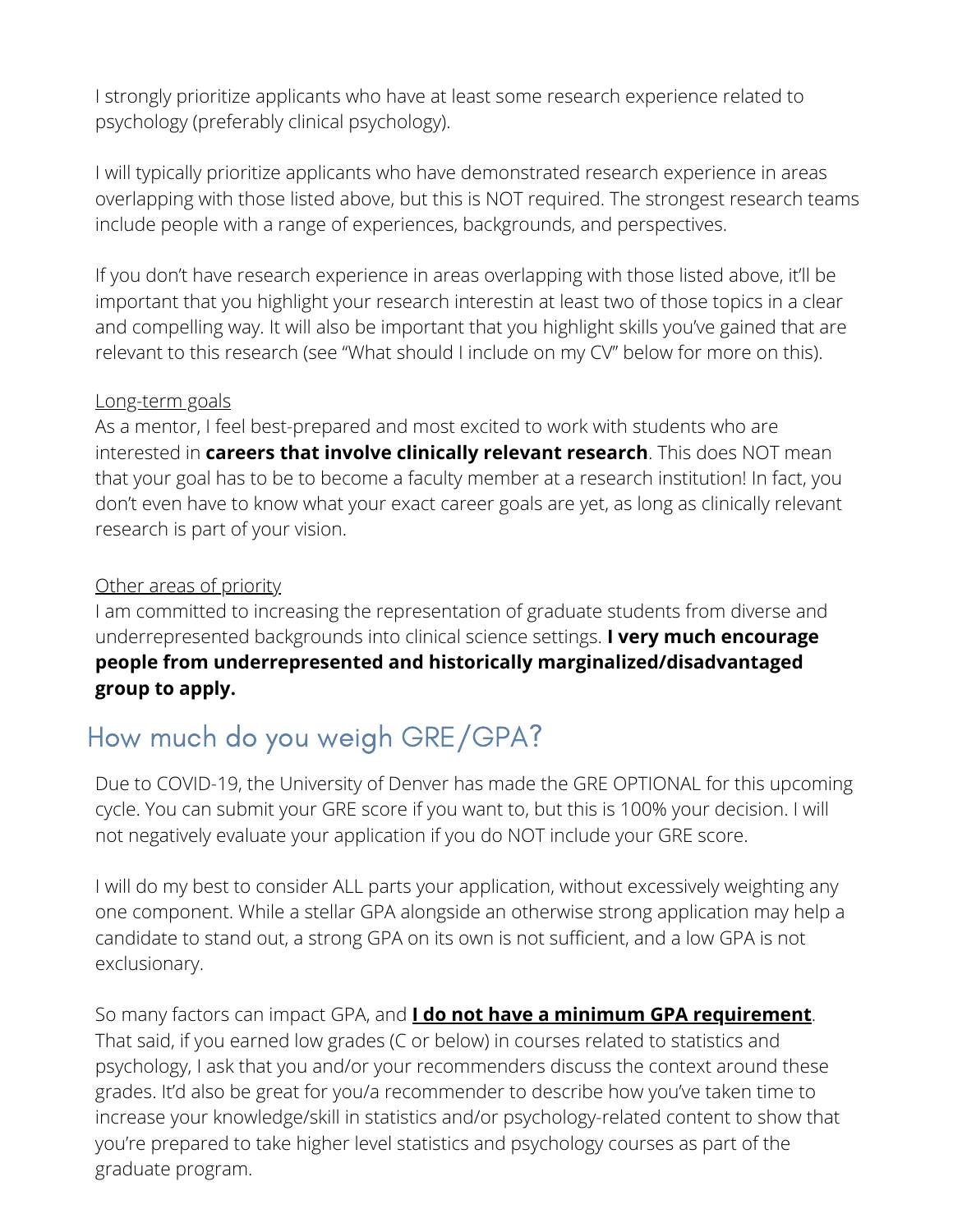I strongly prioritize applicants who have at least some research experience related to psychology (preferably clinical psychology).

I will typically prioritize applicants who have demonstrated research experience in areas overlapping with those listed above, but this is NOT required. The strongest research teams include people with a range of experiences, backgrounds, and perspectives.

If you don't have research experience in areas overlapping with those listed above, it'll be important that you highlight your research interestin at least two of those topics in a clear and compelling way. It will also be important that you highlight skills you've gained that are relevant to this research (see "What should I include on my CV" below for more on this).

<u>Long-term goals</u>

As a mentor, I feel best-prepared and most excited to work with students who are interested in **careers that involve clinically relevant research**. This does NOT mean that your goal has to be to become a faculty member at a research institution! In fact, you don't even have to know what your exact career goals are yet, as long as clinically relevant research is part of your vision.

<u>Other areas of priority</u>

I am committed to increasing the representation of graduate students from diverse and underrepresented backgrounds into clinical science settings. **I very much encourage people from underrepresented and historically marginalized/disadvantaged group to apply.**

## How much do you weigh GRE/GPA?

Due to COVID-19, the University of Denver has made the GRE OPTIONAL for this upcoming cycle. You can submit your GRE score if you want to, but this is 100% your decision. I will not negatively evaluate your application if you do NOT include your GRE score.

I will do my best to consider ALL parts your application, without excessively weighting any one component. While a stellar GPA alongside an otherwise strong application may help a candidate to stand out, a strong GPA on its own is not sufficient, and a low GPA is not exclusionary.

So many factors can impact GPA, and **<u>I do not have a minimum GPA requirement</u>**. That said, if you earned low grades (C or below) in courses related to statistics and psychology, I ask that you and/or your recommenders discuss the context around these grades. It'd also be great for you/a recommender to describe how you've taken time to increase your knowledge/skill in statistics and/or psychology-related content to show that you're prepared to take higher level statistics and psychology courses as part of the graduate program.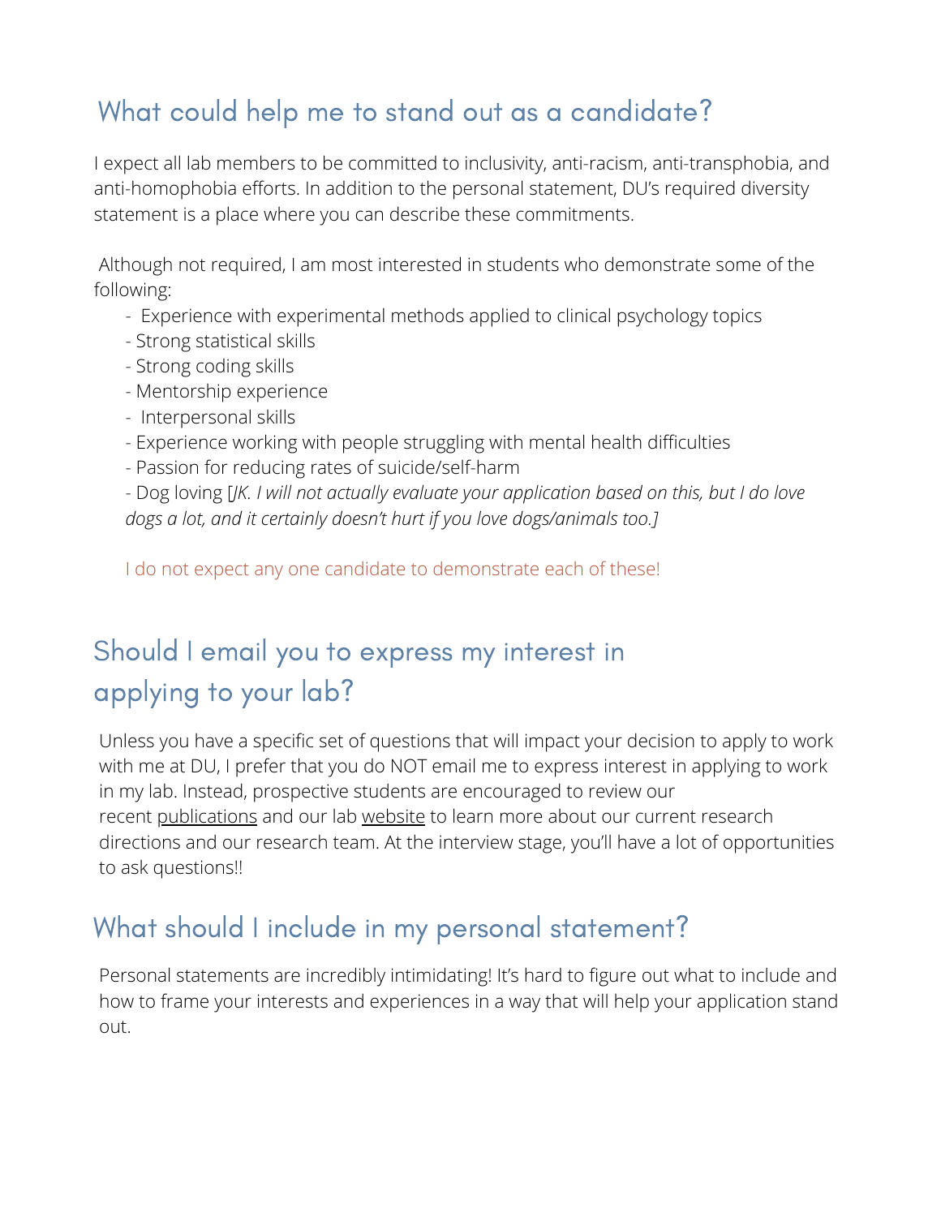## What could help me to stand out as a candidate?

I expect all lab members to be committed to inclusivity, anti-racism, anti-transphobia, and anti-homophobia efforts. In addition to the personal statement, DU's required diversity statement is a place where you can describe these commitments.

Although not required, I am most interested in students who demonstrate some of the following:

- Experience with experimental methods applied to clinical psychology topics
- Strong statistical skills
- Strong coding skills
- Mentorship experience
- Interpersonal skills
- Experience working with people struggling with mental health difficulties
- Passion for reducing rates of suicide/self-harm
- Dog loving [*JK. I will not actually evaluate your application based on this, but I do love dogs a lot, and it certainly doesn't hurt if you love dogs/animals too.]*

I do not expect any one candidate to demonstrate each of these!

## Should I email you to express my interest in applying to your lab?

Unless you have a specific set of questions that will impact your decision to apply to work with me at DU, I prefer that you do NOT email me to express interest in applying to work in my lab. Instead, prospective students are encouraged to review our recent publications and our lab website to learn more about our current research directions and our research team. At the interview stage, you'll have a lot of opportunities to ask questions!!

## What should I include in my personal statement?

Personal statements are incredibly intimidating! It's hard to figure out what to include and how to frame your interests and experiences in a way that will help your application stand out.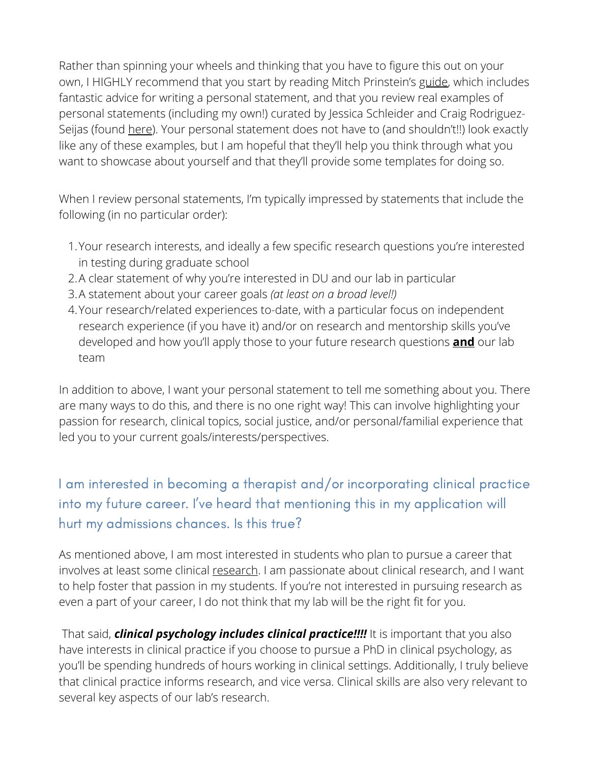Rather than spinning your wheels and thinking that you have to figure this out on your own, I HIGHLY recommend that you start by reading Mitch Prinstein's guide, which includes fantastic advice for writing a personal statement, and that you review real examples of personal statements (including my own!) curated by Jessica Schleider and Craig Rodriguez-Seijas (found here). Your personal statement does not have to (and shouldn't!!) look exactly like any of these examples, but I am hopeful that they'll help you think through what you want to showcase about yourself and that they'll provide some templates for doing so.

When I review personal statements, I'm typically impressed by statements that include the following (in no particular order):

1. Your research interests, and ideally a few specific research questions you're interested in testing during graduate school
2. A clear statement of why you're interested in DU and our lab in particular
3. A statement about your career goals *(at least on a broad level!)*
4. Your research/related experiences to-date, with a particular focus on independent research experience (if you have it) and/or on research and mentorship skills you've developed and how you'll apply those to your future research questions **and** our lab team

In addition to above, I want your personal statement to tell me something about you. There are many ways to do this, and there is no one right way! This can involve highlighting your passion for research, clinical topics, social justice, and/or personal/familial experience that led you to your current goals/interests/perspectives.

## I am interested in becoming a therapist and/or incorporating clinical practice into my future career. I've heard that mentioning this in my application will hurt my admissions chances. Is this true?

As mentioned above, I am most interested in students who plan to pursue a career that involves at least some clinical research. I am passionate about clinical research, and I want to help foster that passion in my students. If you're not interested in pursuing research as even a part of your career, I do not think that my lab will be the right fit for you.

That said, ***clinical psychology includes clinical practice!!!!*** It is important that you also have interests in clinical practice if you choose to pursue a PhD in clinical psychology, as you'll be spending hundreds of hours working in clinical settings. Additionally, I truly believe that clinical practice informs research, and vice versa. Clinical skills are also very relevant to several key aspects of our lab's research.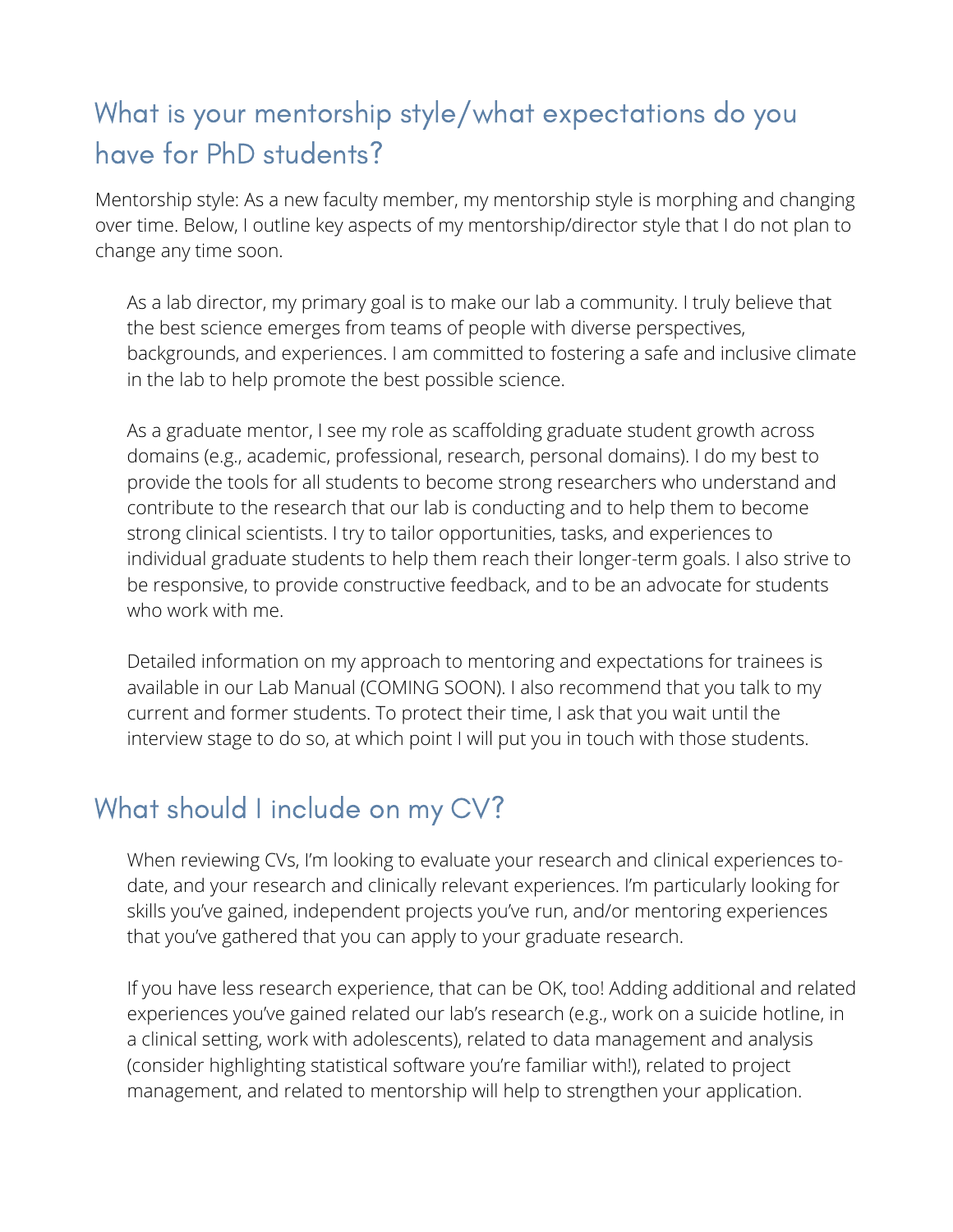## What is your mentorship style/what expectations do you have for PhD students?

Mentorship style: As a new faculty member, my mentorship style is morphing and changing over time. Below, I outline key aspects of my mentorship/director style that I do not plan to change any time soon.

As a lab director, my primary goal is to make our lab a community. I truly believe that the best science emerges from teams of people with diverse perspectives, backgrounds, and experiences. I am committed to fostering a safe and inclusive climate in the lab to help promote the best possible science.

As a graduate mentor, I see my role as scaffolding graduate student growth across domains (e.g., academic, professional, research, personal domains). I do my best to provide the tools for all students to become strong researchers who understand and contribute to the research that our lab is conducting and to help them to become strong clinical scientists. I try to tailor opportunities, tasks, and experiences to individual graduate students to help them reach their longer-term goals. I also strive to be responsive, to provide constructive feedback, and to be an advocate for students who work with me.

Detailed information on my approach to mentoring and expectations for trainees is available in our Lab Manual (COMING SOON). I also recommend that you talk to my current and former students. To protect their time, I ask that you wait until the interview stage to do so, at which point I will put you in touch with those students.

## What should I include on my CV?

When reviewing CVs, I'm looking to evaluate your research and clinical experiences to-date, and your research and clinically relevant experiences. I'm particularly looking for skills you've gained, independent projects you've run, and/or mentoring experiences that you've gathered that you can apply to your graduate research.

If you have less research experience, that can be OK, too! Adding additional and related experiences you've gained related our lab's research (e.g., work on a suicide hotline, in a clinical setting, work with adolescents), related to data management and analysis (consider highlighting statistical software you're familiar with!), related to project management, and related to mentorship will help to strengthen your application.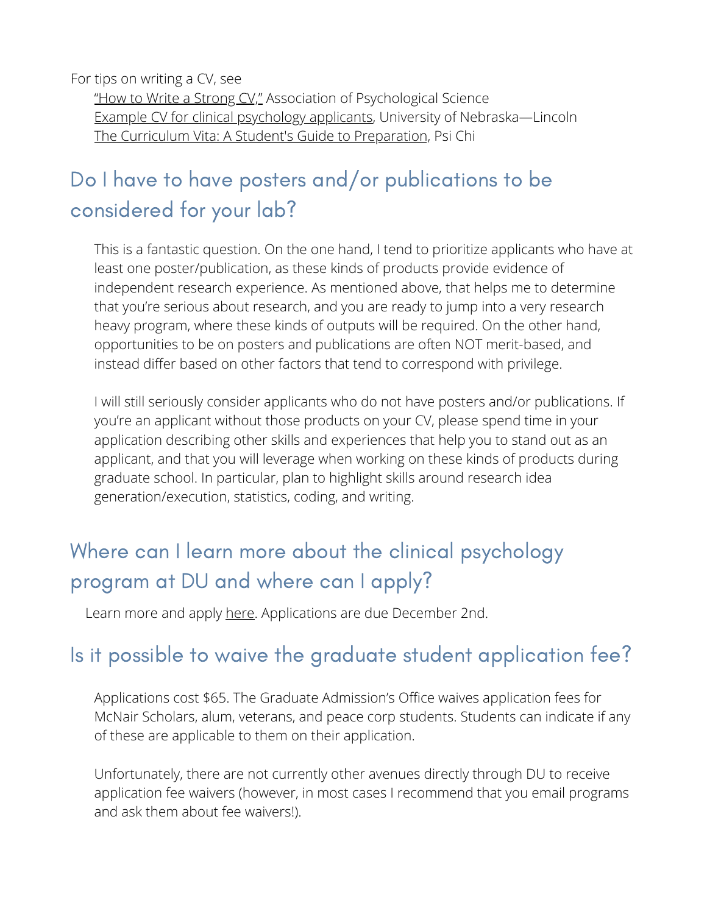For tips on writing a CV, see

- "How to Write a Strong CV," Association of Psychological Science
- Example CV for clinical psychology applicants, University of Nebraska—Lincoln
- The Curriculum Vita: A Student's Guide to Preparation, Psi Chi

## Do I have to have posters and/or publications to be considered for your lab?

This is a fantastic question. On the one hand, I tend to prioritize applicants who have at least one poster/publication, as these kinds of products provide evidence of independent research experience. As mentioned above, that helps me to determine that you're serious about research, and you are ready to jump into a very research heavy program, where these kinds of outputs will be required. On the other hand, opportunities to be on posters and publications are often NOT merit-based, and instead differ based on other factors that tend to correspond with privilege.

I will still seriously consider applicants who do not have posters and/or publications. If you're an applicant without those products on your CV, please spend time in your application describing other skills and experiences that help you to stand out as an applicant, and that you will leverage when working on these kinds of products during graduate school. In particular, plan to highlight skills around research idea generation/execution, statistics, coding, and writing.

## Where can I learn more about the clinical psychology program at DU and where can I apply?

Learn more and apply here. Applications are due December 2nd.

## Is it possible to waive the graduate student application fee?

Applications cost $65. The Graduate Admission's Office waives application fees for McNair Scholars, alum, veterans, and peace corp students. Students can indicate if any of these are applicable to them on their application.

Unfortunately, there are not currently other avenues directly through DU to receive application fee waivers (however, in most cases I recommend that you email programs and ask them about fee waivers!).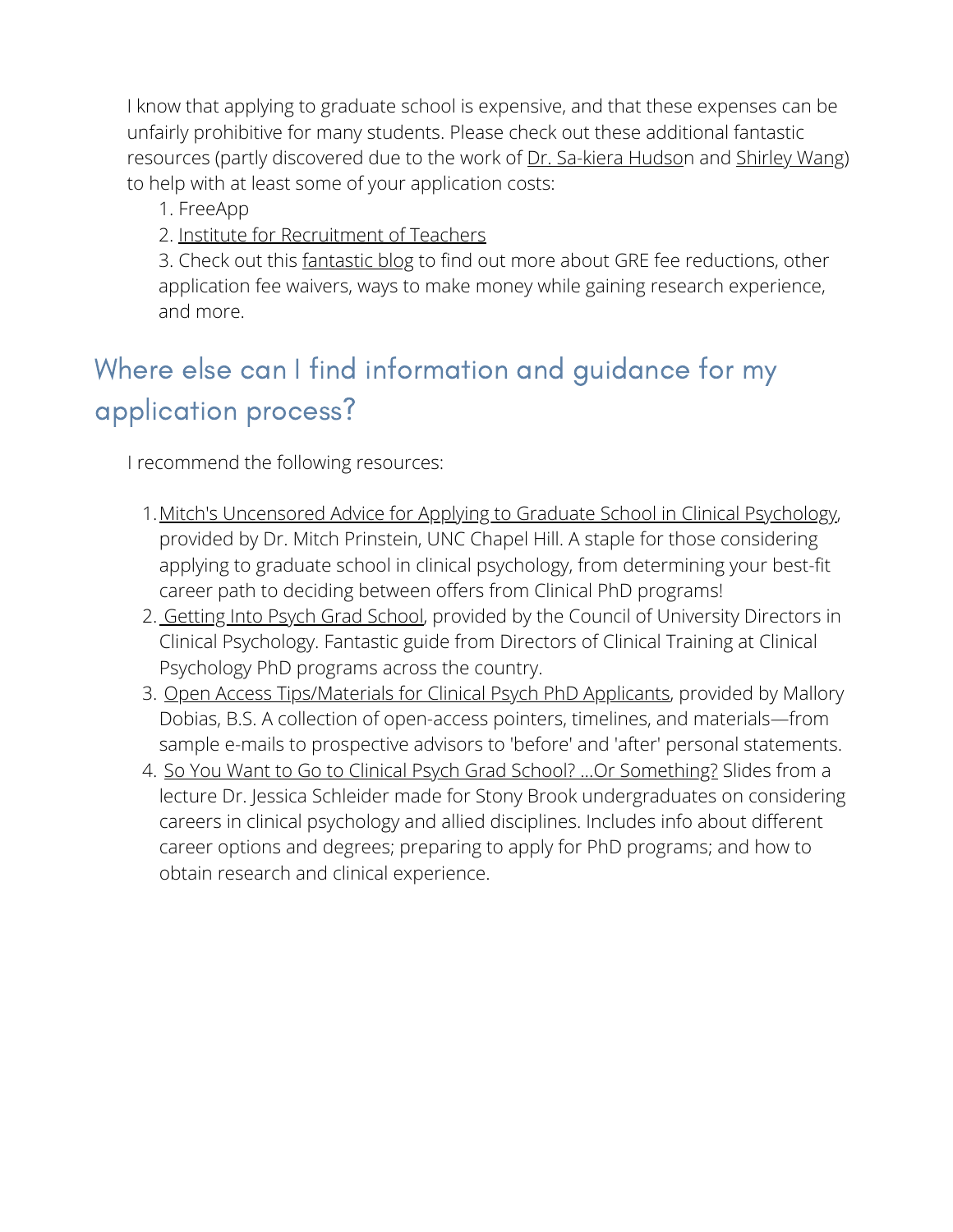I know that applying to graduate school is expensive, and that these expenses can be unfairly prohibitive for many students. Please check out these additional fantastic resources (partly discovered due to the work of Dr. Sa-kiera Hudson and Shirley Wang) to help with at least some of your application costs:

1. FreeApp
2. Institute for Recruitment of Teachers
3. Check out this fantastic blog to find out more about GRE fee reductions, other application fee waivers, ways to make money while gaining research experience, and more.

## Where else can I find information and guidance for my application process?

I recommend the following resources:

1. Mitch's Uncensored Advice for Applying to Graduate School in Clinical Psychology, provided by Dr. Mitch Prinstein, UNC Chapel Hill. A staple for those considering applying to graduate school in clinical psychology, from determining your best-fit career path to deciding between offers from Clinical PhD programs!
2. Getting Into Psych Grad School, provided by the Council of University Directors in Clinical Psychology. Fantastic guide from Directors of Clinical Training at Clinical Psychology PhD programs across the country.
3. Open Access Tips/Materials for Clinical Psych PhD Applicants, provided by Mallory Dobias, B.S. A collection of open-access pointers, timelines, and materials—from sample e-mails to prospective advisors to 'before' and 'after' personal statements.
4. So You Want to Go to Clinical Psych Grad School? ...Or Something? Slides from a lecture Dr. Jessica Schleider made for Stony Brook undergraduates on considering careers in clinical psychology and allied disciplines. Includes info about different career options and degrees; preparing to apply for PhD programs; and how to obtain research and clinical experience.